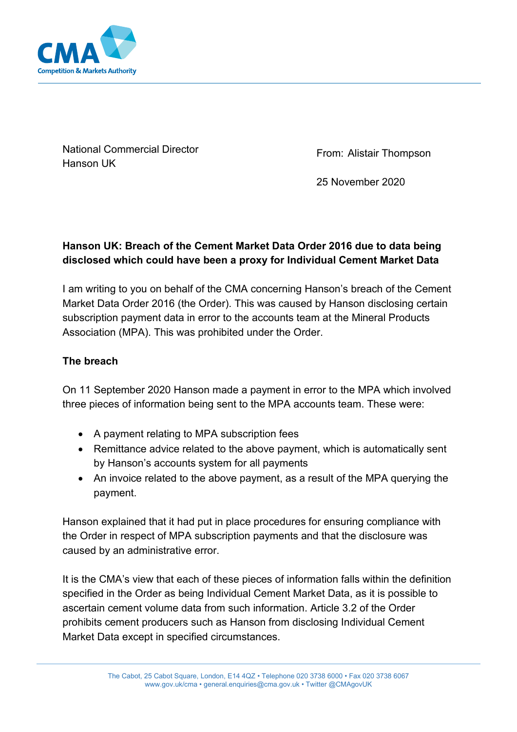National Commercial Director
Hanson UK

From: Alistair Thompson

25 November 2020

**Hanson UK: Breach of the Cement Market Data Order 2016 due to data being disclosed which could have been a proxy for Individual Cement Market Data**

I am writing to you on behalf of the CMA concerning Hanson's breach of the Cement Market Data Order 2016 (the Order). This was caused by Hanson disclosing certain subscription payment data in error to the accounts team at the Mineral Products Association (MPA). This was prohibited under the Order.

**The breach**

On 11 September 2020 Hanson made a payment in error to the MPA which involved three pieces of information being sent to the MPA accounts team. These were:

- A payment relating to MPA subscription fees
- Remittance advice related to the above payment, which is automatically sent by Hanson's accounts system for all payments
- An invoice related to the above payment, as a result of the MPA querying the payment.

Hanson explained that it had put in place procedures for ensuring compliance with the Order in respect of MPA subscription payments and that the disclosure was caused by an administrative error.

It is the CMA's view that each of these pieces of information falls within the definition specified in the Order as being Individual Cement Market Data, as it is possible to ascertain cement volume data from such information. Article 3.2 of the Order prohibits cement producers such as Hanson from disclosing Individual Cement Market Data except in specified circumstances.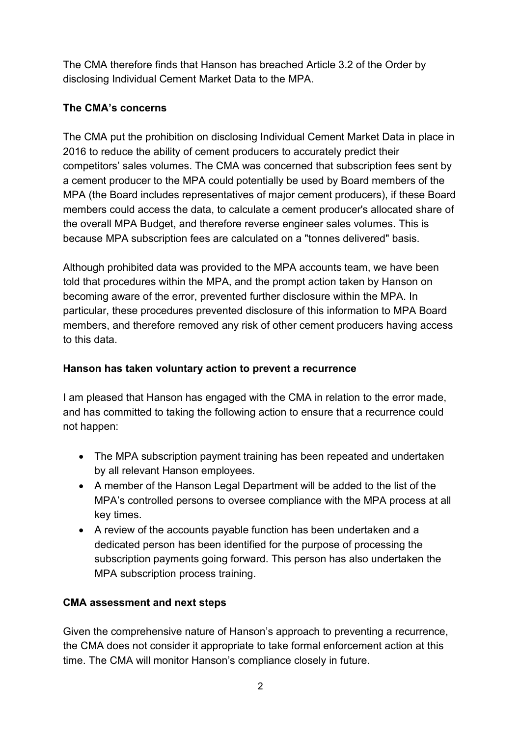The CMA therefore finds that Hanson has breached Article 3.2 of the Order by disclosing Individual Cement Market Data to the MPA.

**The CMA's concerns**

The CMA put the prohibition on disclosing Individual Cement Market Data in place in 2016 to reduce the ability of cement producers to accurately predict their competitors' sales volumes. The CMA was concerned that subscription fees sent by a cement producer to the MPA could potentially be used by Board members of the MPA (the Board includes representatives of major cement producers), if these Board members could access the data, to calculate a cement producer's allocated share of the overall MPA Budget, and therefore reverse engineer sales volumes. This is because MPA subscription fees are calculated on a "tonnes delivered" basis.

Although prohibited data was provided to the MPA accounts team, we have been told that procedures within the MPA, and the prompt action taken by Hanson on becoming aware of the error, prevented further disclosure within the MPA. In particular, these procedures prevented disclosure of this information to MPA Board members, and therefore removed any risk of other cement producers having access to this data.

**Hanson has taken voluntary action to prevent a recurrence**

I am pleased that Hanson has engaged with the CMA in relation to the error made, and has committed to taking the following action to ensure that a recurrence could not happen:

- The MPA subscription payment training has been repeated and undertaken by all relevant Hanson employees.
- A member of the Hanson Legal Department will be added to the list of the MPA's controlled persons to oversee compliance with the MPA process at all key times.
- A review of the accounts payable function has been undertaken and a dedicated person has been identified for the purpose of processing the subscription payments going forward. This person has also undertaken the MPA subscription process training.

**CMA assessment and next steps**

Given the comprehensive nature of Hanson's approach to preventing a recurrence, the CMA does not consider it appropriate to take formal enforcement action at this time. The CMA will monitor Hanson's compliance closely in future.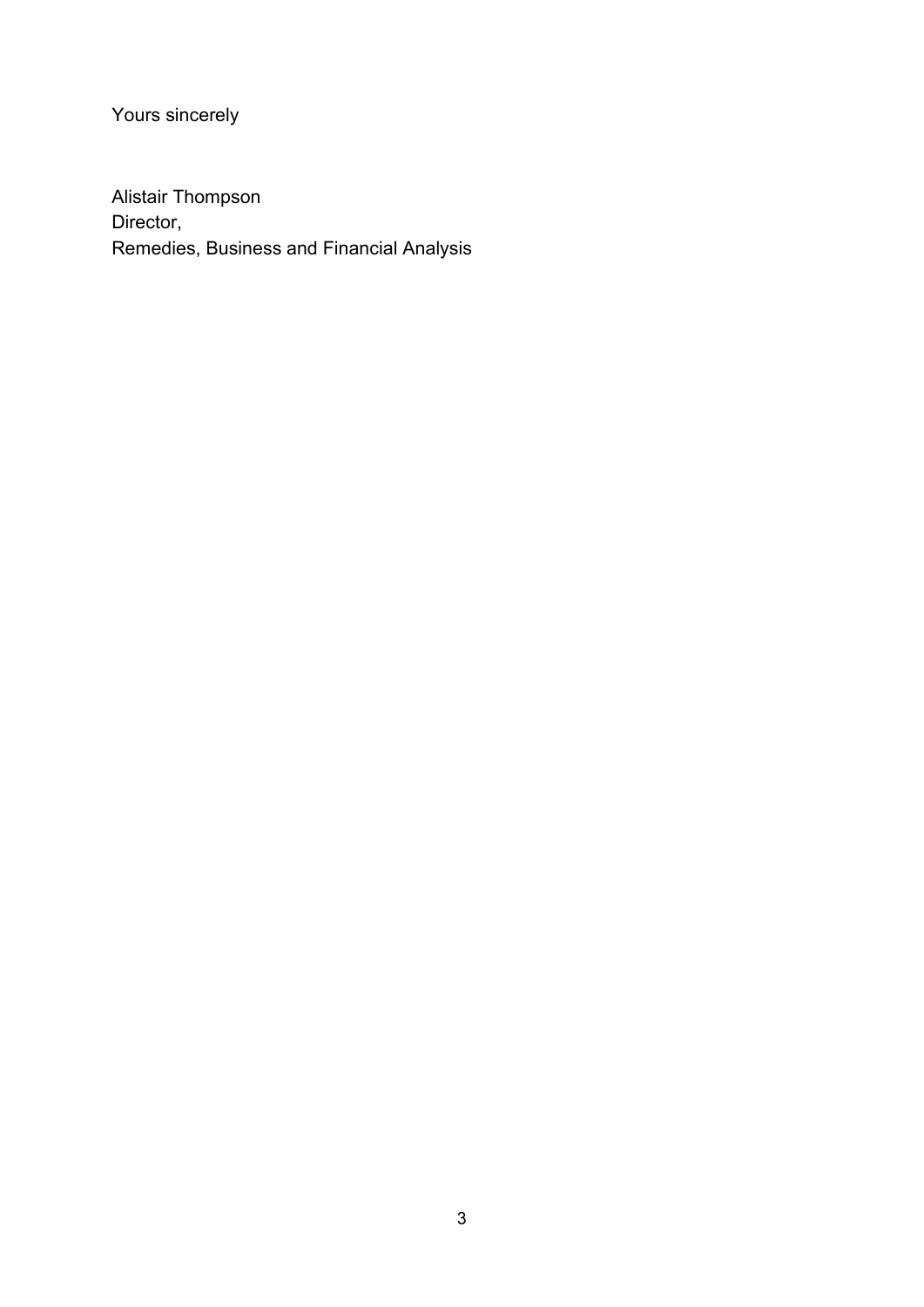Yours sincerely

Alistair Thompson
Director,
Remedies, Business and Financial Analysis